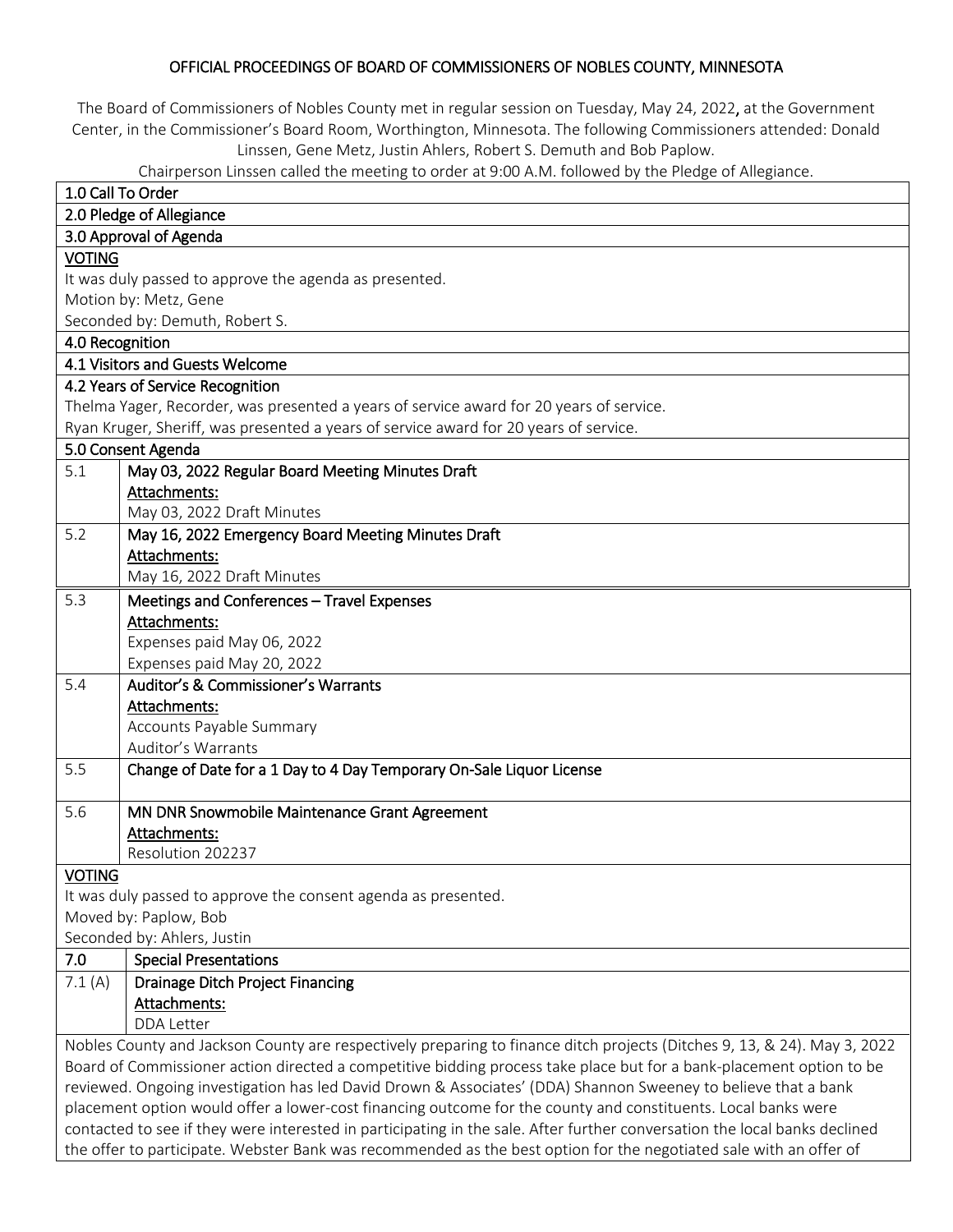# OFFICIAL PROCEEDINGS OF BOARD OF COMMISSIONERS OF NOBLES COUNTY, MINNESOTA

The Board of Commissioners of Nobles County met in regular session on Tuesday, May 24, 2022, at the Government Center, in the Commissioner's Board Room, Worthington, Minnesota. The following Commissioners attended: Donald Linssen, Gene Metz, Justin Ahlers, Robert S. Demuth and Bob Paplow.

Chairperson Linssen called the meeting to order at 9:00 A.M. followed by the Pledge of Allegiance.

## 1.0 Call To Order

## 2.0 Pledge of Allegiance

## 3.0 Approval of Agenda

VOTING

It was duly passed to approve the agenda as presented.
Motion by: Metz, Gene
Seconded by: Demuth, Robert S.

## 4.0 Recognition

### 4.1 Visitors and Guests Welcome

### 4.2 Years of Service Recognition

Thelma Yager, Recorder, was presented a years of service award for 20 years of service.
Ryan Kruger, Sheriff, was presented a years of service award for 20 years of service.

## 5.0 Consent Agenda

| | |
|---|---|
| 5.1 | **May 03, 2022 Regular Board Meeting Minutes Draft**<br>Attachments:<br>May 03, 2022 Draft Minutes |
| 5.2 | **May 16, 2022 Emergency Board Meeting Minutes Draft**<br>Attachments:<br>May 16, 2022 Draft Minutes |
| 5.3 | **Meetings and Conferences – Travel Expenses**<br>Attachments:<br>Expenses paid May 06, 2022<br>Expenses paid May 20, 2022 |
| 5.4 | **Auditor's & Commissioner's Warrants**<br>Attachments:<br>Accounts Payable Summary<br>Auditor's Warrants |
| 5.5 | **Change of Date for a 1 Day to 4 Day Temporary On-Sale Liquor License** |
| 5.6 | **MN DNR Snowmobile Maintenance Grant Agreement**<br>Attachments:<br>Resolution 202237 |

VOTING

It was duly passed to approve the consent agenda as presented.
Moved by: Paplow, Bob
Seconded by: Ahlers, Justin

## 7.0 Special Presentations

### 7.1 (A) Drainage Ditch Project Financing

Attachments:
DDA Letter

Nobles County and Jackson County are respectively preparing to finance ditch projects (Ditches 9, 13, & 24). May 3, 2022 Board of Commissioner action directed a competitive bidding process take place but for a bank-placement option to be reviewed. Ongoing investigation has led David Drown & Associates' (DDA) Shannon Sweeney to believe that a bank placement option would offer a lower-cost financing outcome for the county and constituents. Local banks were contacted to see if they were interested in participating in the sale. After further conversation the local banks declined the offer to participate. Webster Bank was recommended as the best option for the negotiated sale with an offer of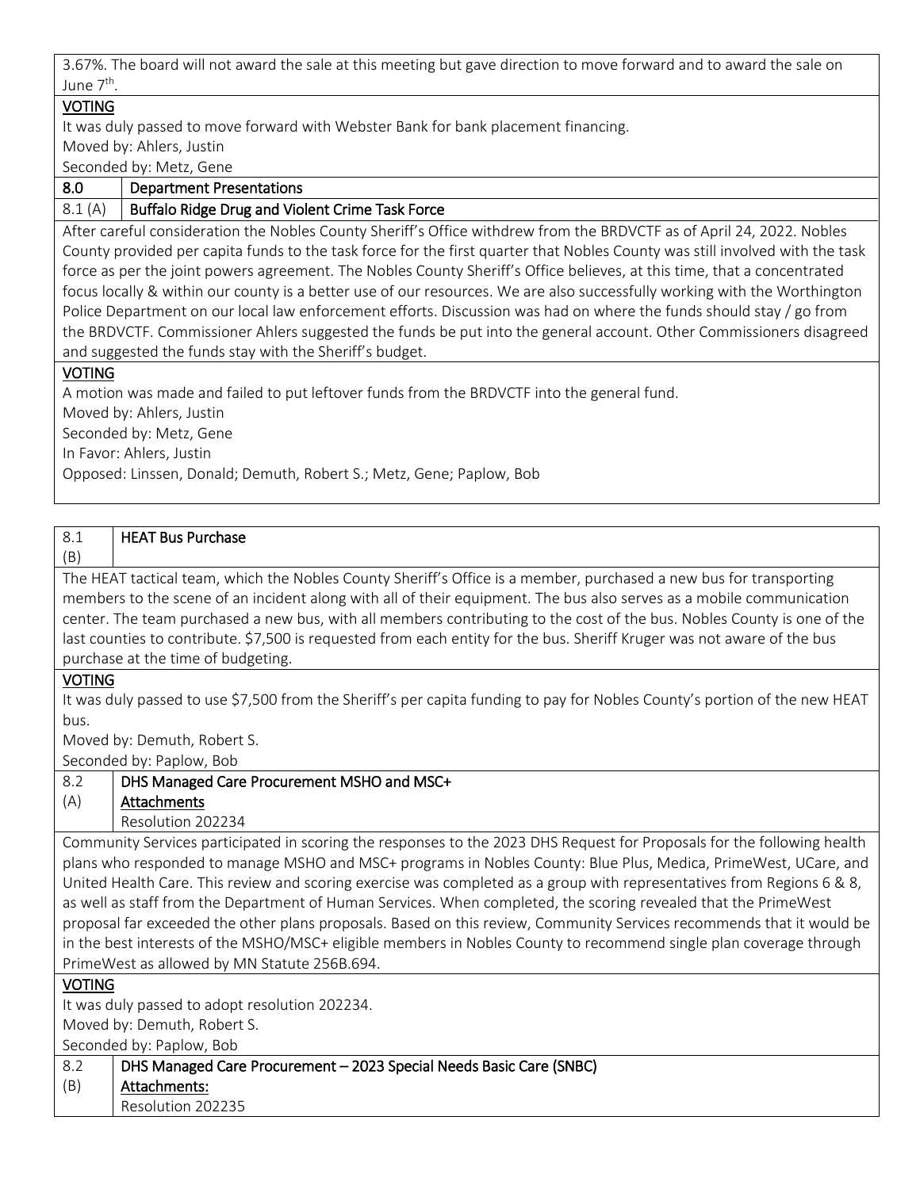3.67%. The board will not award the sale at this meeting but gave direction to move forward and to award the sale on June 7th.

**VOTING**

It was duly passed to move forward with Webster Bank for bank placement financing.

Moved by: Ahlers, Justin

Seconded by: Metz, Gene

## 8.0 Department Presentations

### 8.1 (A) Buffalo Ridge Drug and Violent Crime Task Force

After careful consideration the Nobles County Sheriff's Office withdrew from the BRDVCTF as of April 24, 2022. Nobles County provided per capita funds to the task force for the first quarter that Nobles County was still involved with the task force as per the joint powers agreement. The Nobles County Sheriff's Office believes, at this time, that a concentrated focus locally & within our county is a better use of our resources. We are also successfully working with the Worthington Police Department on our local law enforcement efforts. Discussion was had on where the funds should stay / go from the BRDVCTF. Commissioner Ahlers suggested the funds be put into the general account. Other Commissioners disagreed and suggested the funds stay with the Sheriff's budget.

**VOTING**

A motion was made and failed to put leftover funds from the BRDVCTF into the general fund.

Moved by: Ahlers, Justin

Seconded by: Metz, Gene

In Favor: Ahlers, Justin

Opposed: Linssen, Donald; Demuth, Robert S.; Metz, Gene; Paplow, Bob

### 8.1 (B) HEAT Bus Purchase

The HEAT tactical team, which the Nobles County Sheriff's Office is a member, purchased a new bus for transporting members to the scene of an incident along with all of their equipment. The bus also serves as a mobile communication center. The team purchased a new bus, with all members contributing to the cost of the bus. Nobles County is one of the last counties to contribute. $7,500 is requested from each entity for the bus. Sheriff Kruger was not aware of the bus purchase at the time of budgeting.

**VOTING**

It was duly passed to use $7,500 from the Sheriff's per capita funding to pay for Nobles County's portion of the new HEAT bus.

Moved by: Demuth, Robert S.

Seconded by: Paplow, Bob

### 8.2 (A) DHS Managed Care Procurement MSHO and MSC+

**Attachments**

Resolution 202234

Community Services participated in scoring the responses to the 2023 DHS Request for Proposals for the following health plans who responded to manage MSHO and MSC+ programs in Nobles County: Blue Plus, Medica, PrimeWest, UCare, and United Health Care. This review and scoring exercise was completed as a group with representatives from Regions 6 & 8, as well as staff from the Department of Human Services. When completed, the scoring revealed that the PrimeWest proposal far exceeded the other plans proposals. Based on this review, Community Services recommends that it would be in the best interests of the MSHO/MSC+ eligible members in Nobles County to recommend single plan coverage through PrimeWest as allowed by MN Statute 256B.694.

**VOTING**

It was duly passed to adopt resolution 202234.

Moved by: Demuth, Robert S.

Seconded by: Paplow, Bob

### 8.2 (B) DHS Managed Care Procurement – 2023 Special Needs Basic Care (SNBC)

**Attachments:**

Resolution 202235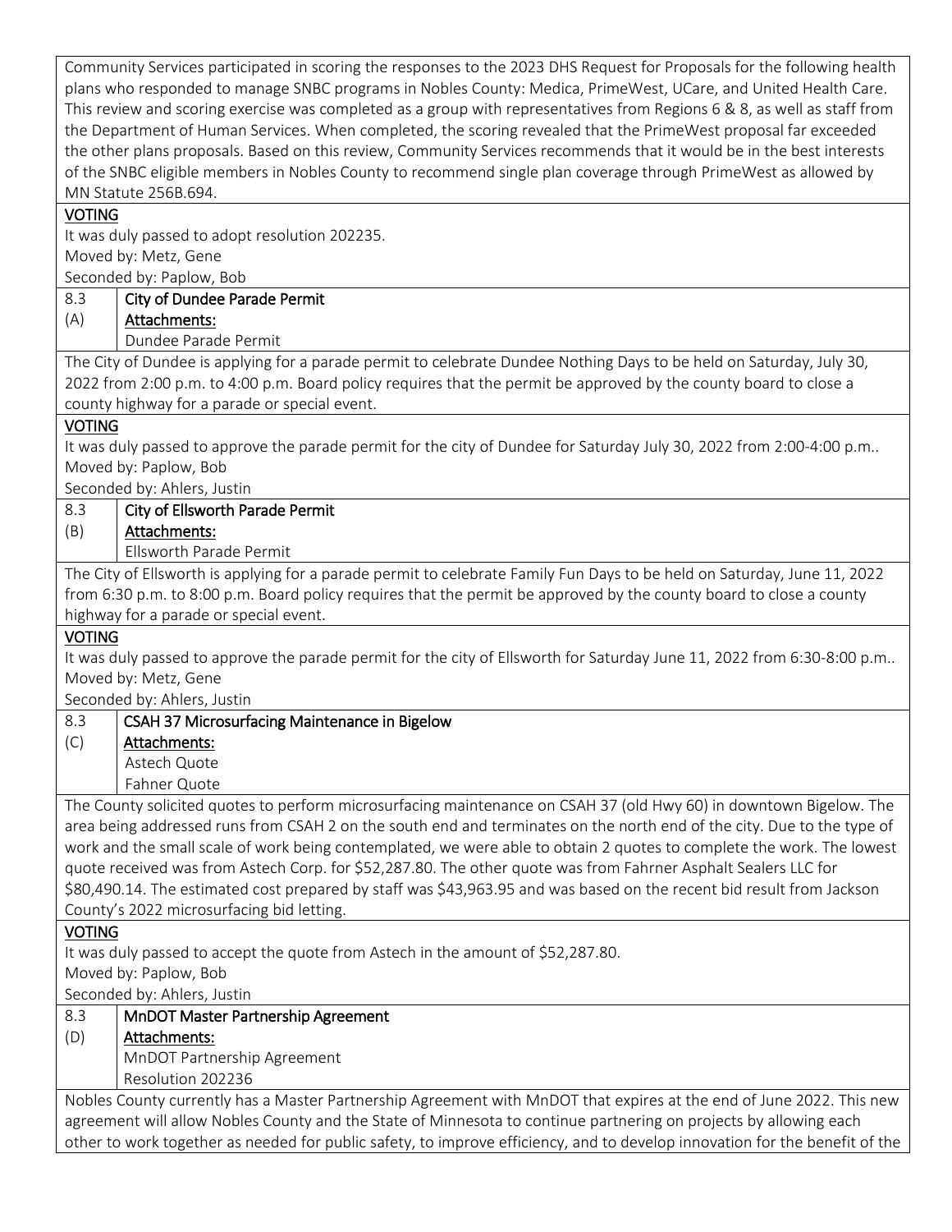Community Services participated in scoring the responses to the 2023 DHS Request for Proposals for the following health plans who responded to manage SNBC programs in Nobles County: Medica, PrimeWest, UCare, and United Health Care. This review and scoring exercise was completed as a group with representatives from Regions 6 & 8, as well as staff from the Department of Human Services. When completed, the scoring revealed that the PrimeWest proposal far exceeded the other plans proposals. Based on this review, Community Services recommends that it would be in the best interests of the SNBC eligible members in Nobles County to recommend single plan coverage through PrimeWest as allowed by MN Statute 256B.694.

**VOTING**

It was duly passed to adopt resolution 202235.
Moved by: Metz, Gene
Seconded by: Paplow, Bob

| 8.3 (A) | **City of Dundee Parade Permit**<br>**Attachments:**<br>Dundee Parade Permit |
|---|---|

The City of Dundee is applying for a parade permit to celebrate Dundee Nothing Days to be held on Saturday, July 30, 2022 from 2:00 p.m. to 4:00 p.m. Board policy requires that the permit be approved by the county board to close a county highway for a parade or special event.

**VOTING**

It was duly passed to approve the parade permit for the city of Dundee for Saturday July 30, 2022 from 2:00-4:00 p.m..
Moved by: Paplow, Bob
Seconded by: Ahlers, Justin

| 8.3 (B) | **City of Ellsworth Parade Permit**<br>**Attachments:**<br>Ellsworth Parade Permit |
|---|---|

The City of Ellsworth is applying for a parade permit to celebrate Family Fun Days to be held on Saturday, June 11, 2022 from 6:30 p.m. to 8:00 p.m. Board policy requires that the permit be approved by the county board to close a county highway for a parade or special event.

**VOTING**

It was duly passed to approve the parade permit for the city of Ellsworth for Saturday June 11, 2022 from 6:30-8:00 p.m..
Moved by: Metz, Gene
Seconded by: Ahlers, Justin

| 8.3 (C) | **CSAH 37 Microsurfacing Maintenance in Bigelow**<br>**Attachments:**<br>Astech Quote<br>Fahner Quote |
|---|---|

The County solicited quotes to perform microsurfacing maintenance on CSAH 37 (old Hwy 60) in downtown Bigelow. The area being addressed runs from CSAH 2 on the south end and terminates on the north end of the city. Due to the type of work and the small scale of work being contemplated, we were able to obtain 2 quotes to complete the work. The lowest quote received was from Astech Corp. for $52,287.80. The other quote was from Fahrner Asphalt Sealers LLC for $80,490.14. The estimated cost prepared by staff was $43,963.95 and was based on the recent bid result from Jackson County's 2022 microsurfacing bid letting.

**VOTING**

It was duly passed to accept the quote from Astech in the amount of $52,287.80.
Moved by: Paplow, Bob
Seconded by: Ahlers, Justin

| 8.3 (D) | **MnDOT Master Partnership Agreement**<br>**Attachments:**<br>MnDOT Partnership Agreement<br>Resolution 202236 |
|---|---|

Nobles County currently has a Master Partnership Agreement with MnDOT that expires at the end of June 2022. This new agreement will allow Nobles County and the State of Minnesota to continue partnering on projects by allowing each other to work together as needed for public safety, to improve efficiency, and to develop innovation for the benefit of the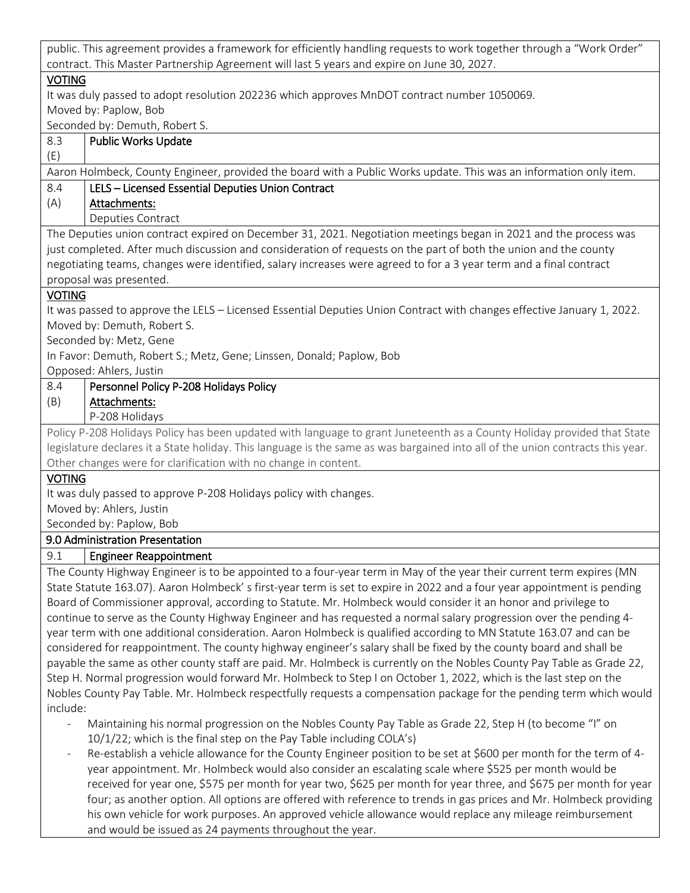public. This agreement provides a framework for efficiently handling requests to work together through a "Work Order" contract. This Master Partnership Agreement will last 5 years and expire on June 30, 2027.

**VOTING**

It was duly passed to adopt resolution 202236 which approves MnDOT contract number 1050069.

Moved by: Paplow, Bob

Seconded by: Demuth, Robert S.

| 8.3 (E) | **Public Works Update** |
|---|---|

Aaron Holmbeck, County Engineer, provided the board with a Public Works update. This was an information only item.

| 8.4 (A) | **LELS – Licensed Essential Deputies Union Contract**<br>**Attachments:**<br>Deputies Contract |
|---|---|

The Deputies union contract expired on December 31, 2021. Negotiation meetings began in 2021 and the process was just completed. After much discussion and consideration of requests on the part of both the union and the county negotiating teams, changes were identified, salary increases were agreed to for a 3 year term and a final contract proposal was presented.

**VOTING**

It was passed to approve the LELS – Licensed Essential Deputies Union Contract with changes effective January 1, 2022.

Moved by: Demuth, Robert S.

Seconded by: Metz, Gene

In Favor: Demuth, Robert S.; Metz, Gene; Linssen, Donald; Paplow, Bob

Opposed: Ahlers, Justin

| 8.4 (B) | **Personnel Policy P-208 Holidays Policy**<br>**Attachments:**<br>P-208 Holidays |
|---|---|

Policy P-208 Holidays Policy has been updated with language to grant Juneteenth as a County Holiday provided that State legislature declares it a State holiday. This language is the same as was bargained into all of the union contracts this year. Other changes were for clarification with no change in content.

**VOTING**

It was duly passed to approve P-208 Holidays policy with changes.

Moved by: Ahlers, Justin

Seconded by: Paplow, Bob

## 9.0 Administration Presentation

| 9.1 | **Engineer Reappointment** |
|---|---|

The County Highway Engineer is to be appointed to a four-year term in May of the year their current term expires (MN State Statute 163.07). Aaron Holmbeck' s first-year term is set to expire in 2022 and a four year appointment is pending Board of Commissioner approval, according to Statute. Mr. Holmbeck would consider it an honor and privilege to continue to serve as the County Highway Engineer and has requested a normal salary progression over the pending 4-year term with one additional consideration. Aaron Holmbeck is qualified according to MN Statute 163.07 and can be considered for reappointment. The county highway engineer's salary shall be fixed by the county board and shall be payable the same as other county staff are paid. Mr. Holmbeck is currently on the Nobles County Pay Table as Grade 22, Step H. Normal progression would forward Mr. Holmbeck to Step I on October 1, 2022, which is the last step on the Nobles County Pay Table. Mr. Holmbeck respectfully requests a compensation package for the pending term which would include:

- Maintaining his normal progression on the Nobles County Pay Table as Grade 22, Step H (to become "I" on 10/1/22; which is the final step on the Pay Table including COLA's)
- Re-establish a vehicle allowance for the County Engineer position to be set at $600 per month for the term of 4-year appointment. Mr. Holmbeck would also consider an escalating scale where $525 per month would be received for year one, $575 per month for year two, $625 per month for year three, and $675 per month for year four; as another option. All options are offered with reference to trends in gas prices and Mr. Holmbeck providing his own vehicle for work purposes. An approved vehicle allowance would replace any mileage reimbursement and would be issued as 24 payments throughout the year.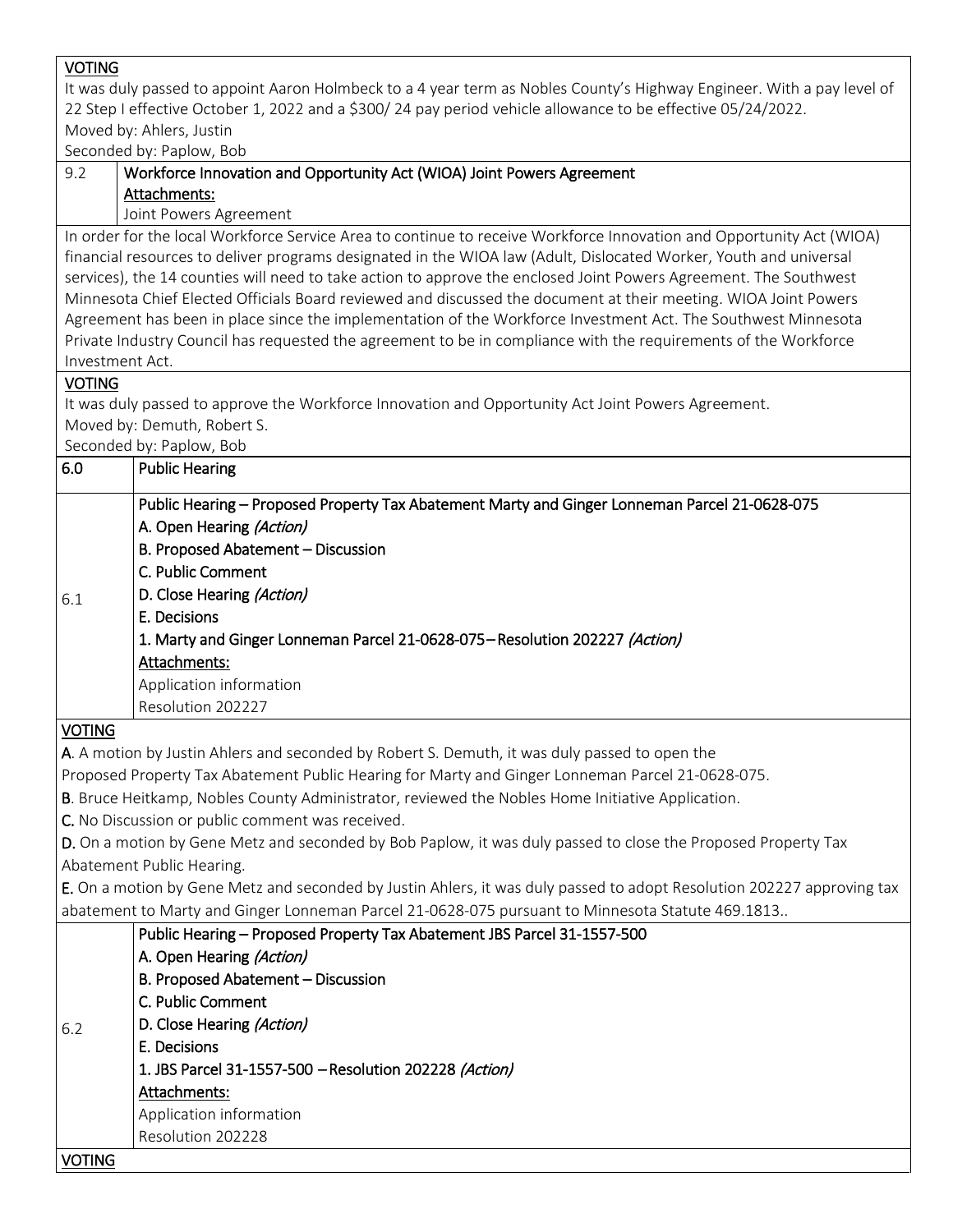**VOTING**

It was duly passed to appoint Aaron Holmbeck to a 4 year term as Nobles County's Highway Engineer. With a pay level of 22 Step I effective October 1, 2022 and a $300/ 24 pay period vehicle allowance to be effective 05/24/2022.

Moved by: Ahlers, Justin

Seconded by: Paplow, Bob

| 9.2 | **Workforce Innovation and Opportunity Act (WIOA) Joint Powers Agreement**<br>**Attachments:**<br>Joint Powers Agreement |
|---|---|

In order for the local Workforce Service Area to continue to receive Workforce Innovation and Opportunity Act (WIOA) financial resources to deliver programs designated in the WIOA law (Adult, Dislocated Worker, Youth and universal services), the 14 counties will need to take action to approve the enclosed Joint Powers Agreement. The Southwest Minnesota Chief Elected Officials Board reviewed and discussed the document at their meeting. WIOA Joint Powers Agreement has been in place since the implementation of the Workforce Investment Act. The Southwest Minnesota Private Industry Council has requested the agreement to be in compliance with the requirements of the Workforce Investment Act.

**VOTING**

It was duly passed to approve the Workforce Innovation and Opportunity Act Joint Powers Agreement.

Moved by: Demuth, Robert S.

Seconded by: Paplow, Bob

| 6.0 | Public Hearing |
|---|---|
| 6.1 | **Public Hearing – Proposed Property Tax Abatement Marty and Ginger Lonneman Parcel 21-0628-075**<br>**A. Open Hearing *(Action)***<br>**B. Proposed Abatement – Discussion**<br>**C. Public Comment**<br>**D. Close Hearing *(Action)***<br>**E. Decisions**<br>**1. Marty and Ginger Lonneman Parcel 21-0628-075 – Resolution 202227 *(Action)***<br>**Attachments:**<br>Application information<br>Resolution 202227 |

**VOTING**

**A**. A motion by Justin Ahlers and seconded by Robert S. Demuth, it was duly passed to open the Proposed Property Tax Abatement Public Hearing for Marty and Ginger Lonneman Parcel 21-0628-075.

**B**. Bruce Heitkamp, Nobles County Administrator, reviewed the Nobles Home Initiative Application.

**C.** No Discussion or public comment was received.

**D.** On a motion by Gene Metz and seconded by Bob Paplow, it was duly passed to close the Proposed Property Tax Abatement Public Hearing.

**E.** On a motion by Gene Metz and seconded by Justin Ahlers, it was duly passed to adopt Resolution 202227 approving tax abatement to Marty and Ginger Lonneman Parcel 21-0628-075 pursuant to Minnesota Statute 469.1813..

| 6.2 | **Public Hearing – Proposed Property Tax Abatement JBS Parcel 31-1557-500**<br>**A. Open Hearing *(Action)***<br>**B. Proposed Abatement – Discussion**<br>**C. Public Comment**<br>**D. Close Hearing *(Action)***<br>**E. Decisions**<br>**1. JBS Parcel 31-1557-500 – Resolution 202228 *(Action)***<br>**Attachments:**<br>Application information<br>Resolution 202228 |
|---|---|

**VOTING**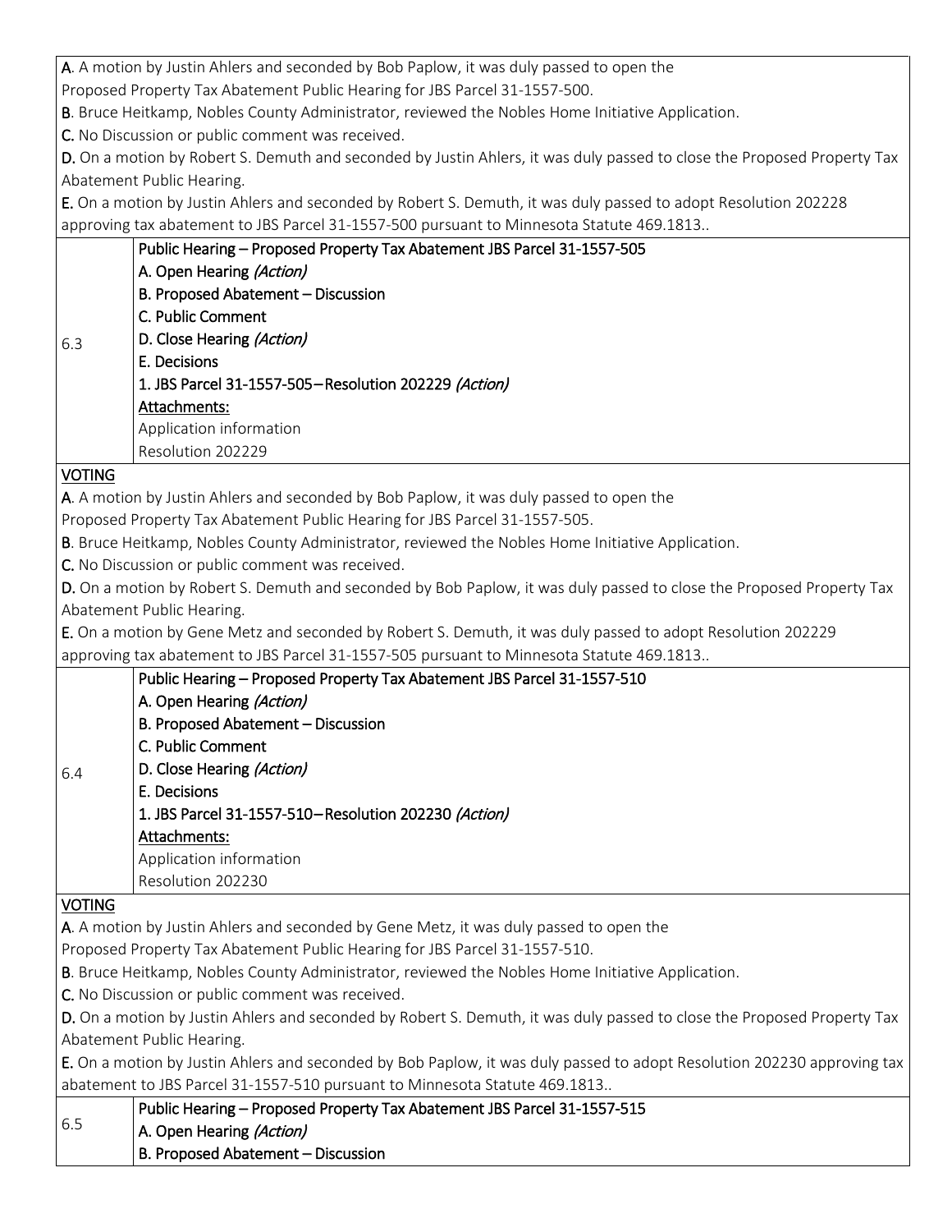**A**. A motion by Justin Ahlers and seconded by Bob Paplow, it was duly passed to open the Proposed Property Tax Abatement Public Hearing for JBS Parcel 31-1557-500.

**B**. Bruce Heitkamp, Nobles County Administrator, reviewed the Nobles Home Initiative Application.

**C.** No Discussion or public comment was received.

**D.** On a motion by Robert S. Demuth and seconded by Justin Ahlers, it was duly passed to close the Proposed Property Tax Abatement Public Hearing.

**E.** On a motion by Justin Ahlers and seconded by Robert S. Demuth, it was duly passed to adopt Resolution 202228 approving tax abatement to JBS Parcel 31-1557-500 pursuant to Minnesota Statute 469.1813..

| | |
|---|---|
| 6.3 | **Public Hearing – Proposed Property Tax Abatement JBS Parcel 31-1557-505**<br>**A. Open Hearing *(Action)***<br>**B. Proposed Abatement – Discussion**<br>**C. Public Comment**<br>**D. Close Hearing *(Action)***<br>**E. Decisions**<br>**1. JBS Parcel 31-1557-505–Resolution 202229 *(Action)***<br>Attachments:<br>Application information<br>Resolution 202229 |

VOTING

**A**. A motion by Justin Ahlers and seconded by Bob Paplow, it was duly passed to open the Proposed Property Tax Abatement Public Hearing for JBS Parcel 31-1557-505.

**B**. Bruce Heitkamp, Nobles County Administrator, reviewed the Nobles Home Initiative Application.

**C.** No Discussion or public comment was received.

**D.** On a motion by Robert S. Demuth and seconded by Bob Paplow, it was duly passed to close the Proposed Property Tax Abatement Public Hearing.

**E.** On a motion by Gene Metz and seconded by Robert S. Demuth, it was duly passed to adopt Resolution 202229 approving tax abatement to JBS Parcel 31-1557-505 pursuant to Minnesota Statute 469.1813..

| | |
|---|---|
| 6.4 | **Public Hearing – Proposed Property Tax Abatement JBS Parcel 31-1557-510**<br>**A. Open Hearing *(Action)***<br>**B. Proposed Abatement – Discussion**<br>**C. Public Comment**<br>**D. Close Hearing *(Action)***<br>**E. Decisions**<br>**1. JBS Parcel 31-1557-510–Resolution 202230 *(Action)***<br>Attachments:<br>Application information<br>Resolution 202230 |

VOTING

**A**. A motion by Justin Ahlers and seconded by Gene Metz, it was duly passed to open the Proposed Property Tax Abatement Public Hearing for JBS Parcel 31-1557-510.

**B**. Bruce Heitkamp, Nobles County Administrator, reviewed the Nobles Home Initiative Application.

**C.** No Discussion or public comment was received.

**D.** On a motion by Justin Ahlers and seconded by Robert S. Demuth, it was duly passed to close the Proposed Property Tax Abatement Public Hearing.

**E.** On a motion by Justin Ahlers and seconded by Bob Paplow, it was duly passed to adopt Resolution 202230 approving tax abatement to JBS Parcel 31-1557-510 pursuant to Minnesota Statute 469.1813..

| | |
|---|---|
| 6.5 | **Public Hearing – Proposed Property Tax Abatement JBS Parcel 31-1557-515**<br>**A. Open Hearing *(Action)***<br>**B. Proposed Abatement – Discussion** |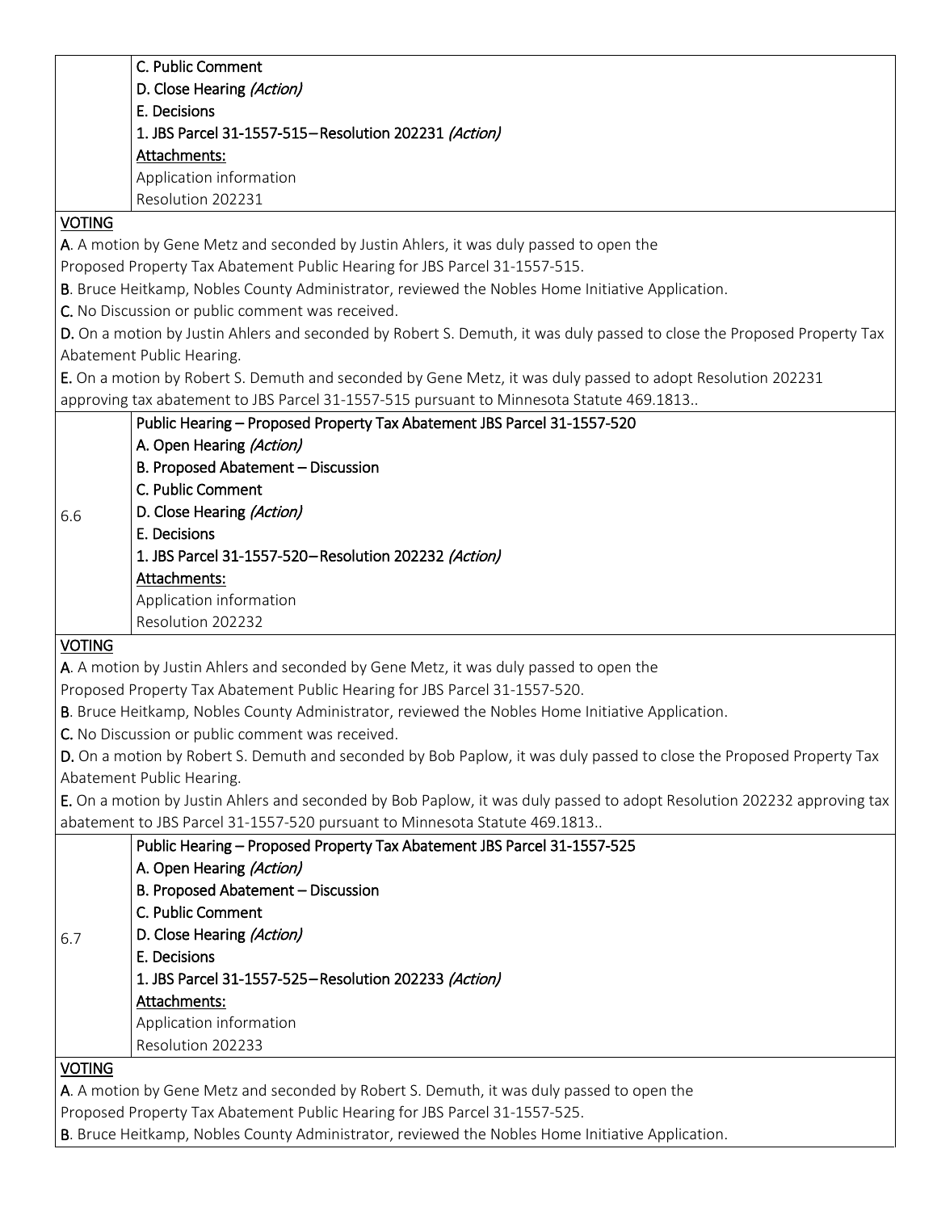| | C. Public Comment<br>D. Close Hearing *(Action)*<br>E. Decisions<br>1. JBS Parcel 31-1557-515–Resolution 202231 *(Action)*<br>Attachments:<br>Application information<br>Resolution 202231 |
|---|---|

**VOTING**

**A**. A motion by Gene Metz and seconded by Justin Ahlers, it was duly passed to open the Proposed Property Tax Abatement Public Hearing for JBS Parcel 31-1557-515.

**B**. Bruce Heitkamp, Nobles County Administrator, reviewed the Nobles Home Initiative Application.

**C.** No Discussion or public comment was received.

**D.** On a motion by Justin Ahlers and seconded by Robert S. Demuth, it was duly passed to close the Proposed Property Tax Abatement Public Hearing.

**E.** On a motion by Robert S. Demuth and seconded by Gene Metz, it was duly passed to adopt Resolution 202231 approving tax abatement to JBS Parcel 31-1557-515 pursuant to Minnesota Statute 469.1813..

| | |
|---|---|
| 6.6 | Public Hearing – Proposed Property Tax Abatement JBS Parcel 31-1557-520<br>A. Open Hearing *(Action)*<br>B. Proposed Abatement – Discussion<br>C. Public Comment<br>D. Close Hearing *(Action)*<br>E. Decisions<br>1. JBS Parcel 31-1557-520–Resolution 202232 *(Action)*<br>Attachments:<br>Application information<br>Resolution 202232 |

**VOTING**

**A**. A motion by Justin Ahlers and seconded by Gene Metz, it was duly passed to open the Proposed Property Tax Abatement Public Hearing for JBS Parcel 31-1557-520.

**B**. Bruce Heitkamp, Nobles County Administrator, reviewed the Nobles Home Initiative Application.

**C.** No Discussion or public comment was received.

**D.** On a motion by Robert S. Demuth and seconded by Bob Paplow, it was duly passed to close the Proposed Property Tax Abatement Public Hearing.

**E.** On a motion by Justin Ahlers and seconded by Bob Paplow, it was duly passed to adopt Resolution 202232 approving tax abatement to JBS Parcel 31-1557-520 pursuant to Minnesota Statute 469.1813..

| | |
|---|---|
| 6.7 | Public Hearing – Proposed Property Tax Abatement JBS Parcel 31-1557-525<br>A. Open Hearing *(Action)*<br>B. Proposed Abatement – Discussion<br>C. Public Comment<br>D. Close Hearing *(Action)*<br>E. Decisions<br>1. JBS Parcel 31-1557-525–Resolution 202233 *(Action)*<br>Attachments:<br>Application information<br>Resolution 202233 |

**VOTING**

**A**. A motion by Gene Metz and seconded by Robert S. Demuth, it was duly passed to open the Proposed Property Tax Abatement Public Hearing for JBS Parcel 31-1557-525.

**B**. Bruce Heitkamp, Nobles County Administrator, reviewed the Nobles Home Initiative Application.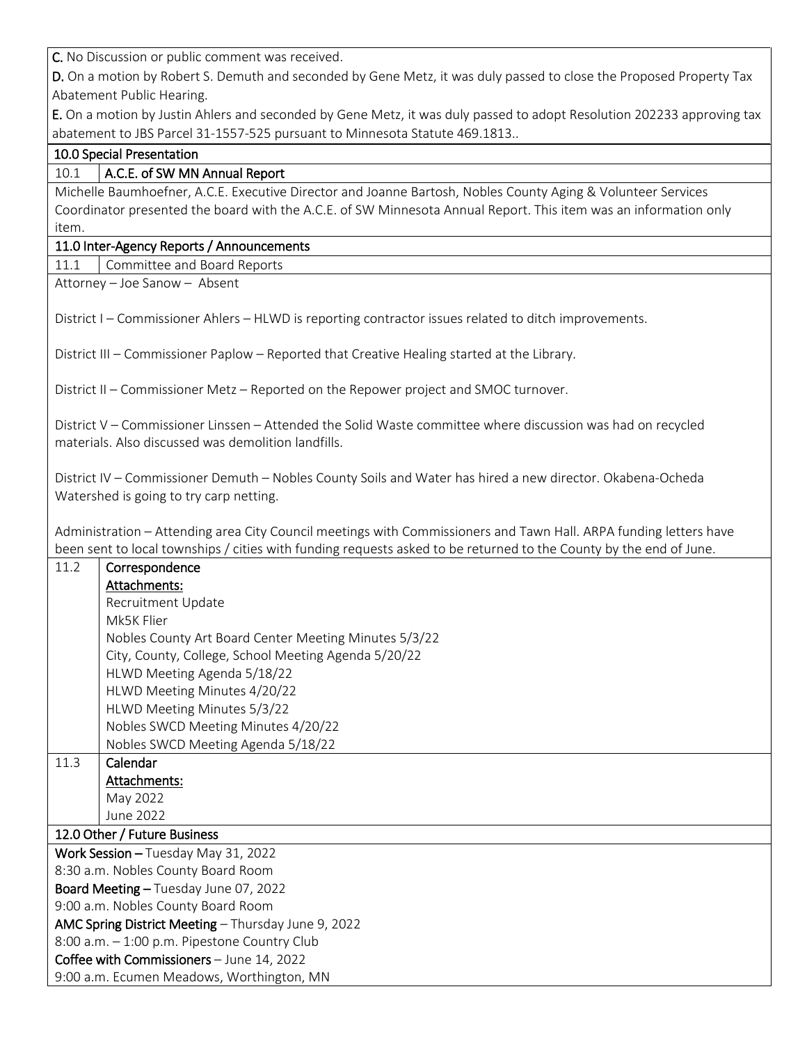**C.** No Discussion or public comment was received.

**D.** On a motion by Robert S. Demuth and seconded by Gene Metz, it was duly passed to close the Proposed Property Tax Abatement Public Hearing.

**E.** On a motion by Justin Ahlers and seconded by Gene Metz, it was duly passed to adopt Resolution 202233 approving tax abatement to JBS Parcel 31-1557-525 pursuant to Minnesota Statute 469.1813..

## 10.0 Special Presentation

### 10.1 A.C.E. of SW MN Annual Report

Michelle Baumhoefner, A.C.E. Executive Director and Joanne Bartosh, Nobles County Aging & Volunteer Services Coordinator presented the board with the A.C.E. of SW Minnesota Annual Report. This item was an information only item.

## 11.0 Inter-Agency Reports / Announcements

### 11.1 Committee and Board Reports

Attorney – Joe Sanow – Absent

District I – Commissioner Ahlers – HLWD is reporting contractor issues related to ditch improvements.

District III – Commissioner Paplow – Reported that Creative Healing started at the Library.

District II – Commissioner Metz – Reported on the Repower project and SMOC turnover.

District V – Commissioner Linssen – Attended the Solid Waste committee where discussion was had on recycled materials. Also discussed was demolition landfills.

District IV – Commissioner Demuth – Nobles County Soils and Water has hired a new director. Okabena-Ocheda Watershed is going to try carp netting.

Administration – Attending area City Council meetings with Commissioners and Tawn Hall. ARPA funding letters have been sent to local townships / cities with funding requests asked to be returned to the County by the end of June.

### 11.2 Correspondence

**Attachments:**

Recruitment Update
Mk5K Flier
Nobles County Art Board Center Meeting Minutes 5/3/22
City, County, College, School Meeting Agenda 5/20/22
HLWD Meeting Agenda 5/18/22
HLWD Meeting Minutes 4/20/22
HLWD Meeting Minutes 5/3/22
Nobles SWCD Meeting Minutes 4/20/22
Nobles SWCD Meeting Agenda 5/18/22

### 11.3 Calendar

**Attachments:**

May 2022
June 2022

## 12.0 Other / Future Business

**Work Session** – Tuesday May 31, 2022
8:30 a.m. Nobles County Board Room

**Board Meeting** – Tuesday June 07, 2022
9:00 a.m. Nobles County Board Room

**AMC Spring District Meeting** – Thursday June 9, 2022
8:00 a.m. – 1:00 p.m. Pipestone Country Club

**Coffee with Commissioners** – June 14, 2022
9:00 a.m. Ecumen Meadows, Worthington, MN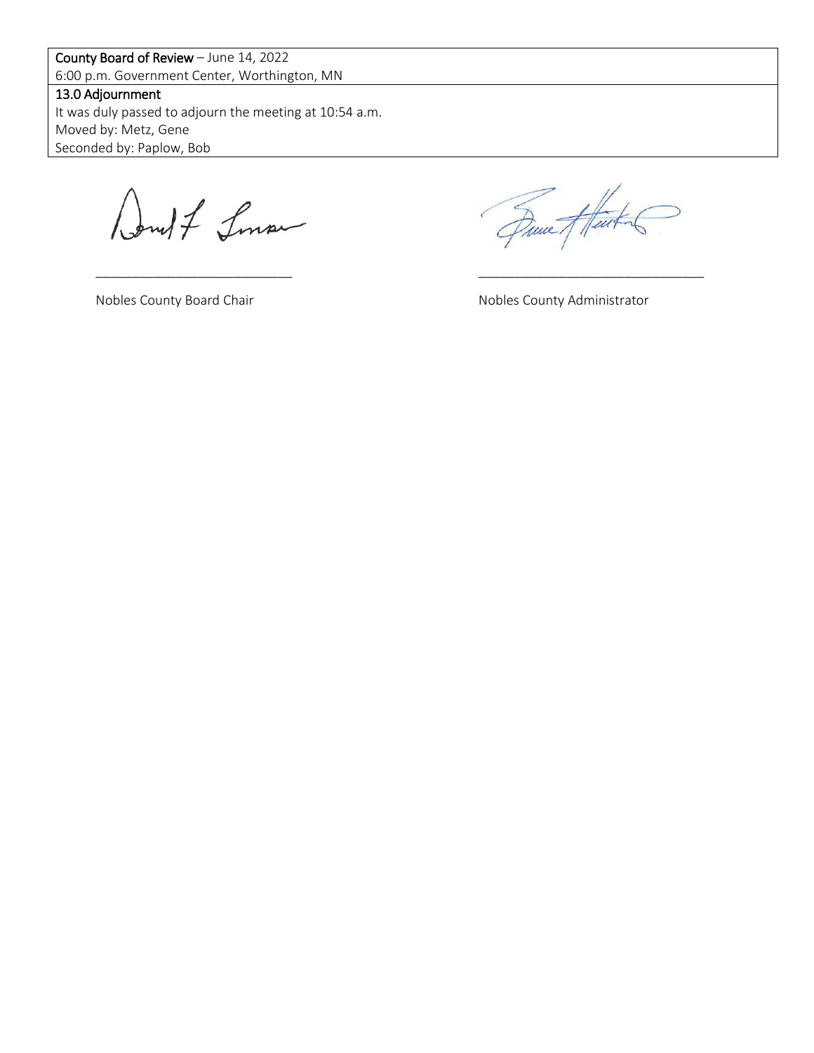| | |
|---|---|
| **County Board of Review** – June 14, 2022<br>6:00 p.m. Government Center, Worthington, MN | |

**13.0 Adjournment**

It was duly passed to adjourn the meeting at 10:54 a.m.
Moved by: Metz, Gene
Seconded by: Paplow, Bob

\_\_\_\_\_\_\_\_\_\_\_\_\_\_\_\_\_\_\_\_\_\_\_\_\_\_\_\_ \_\_\_\_\_\_\_\_\_\_\_\_\_\_\_\_\_\_\_\_\_\_\_\_\_\_\_\_\_\_\_\_

Nobles County Board Chair Nobles County Administrator